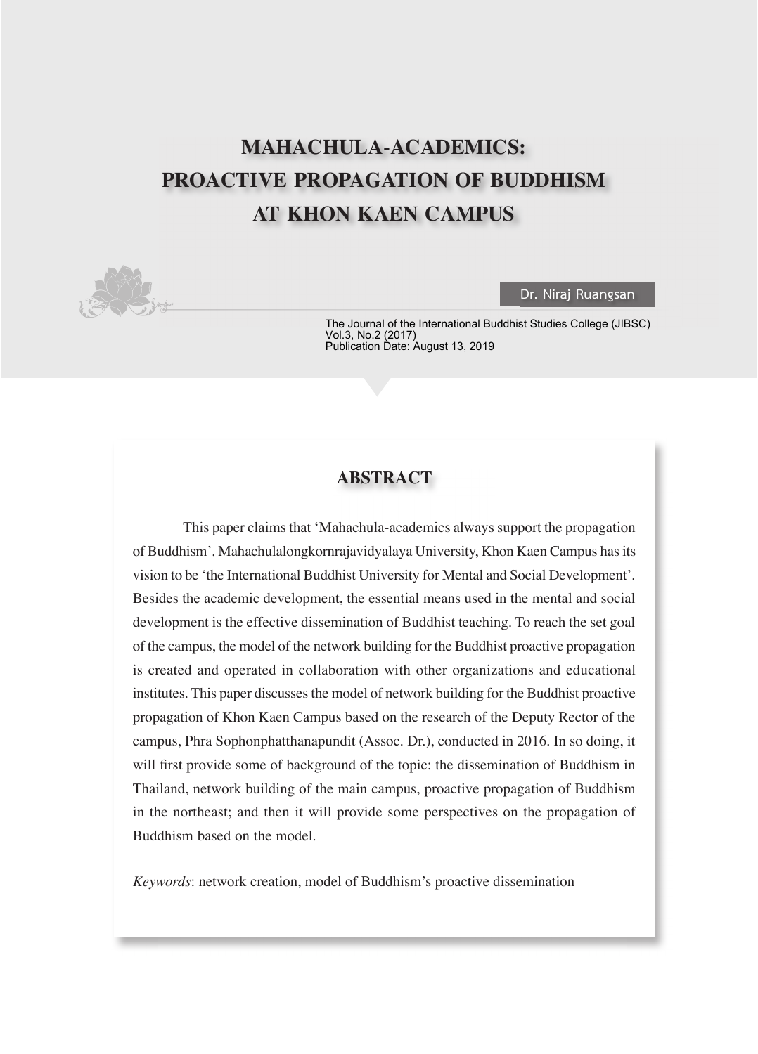# MAHACHULA-ACADEMICS: PROACTIVE PROPAGATION OF BUDDHISM AT KHON KAEN CAMPUS

Dr. Niraj Ruangsan

The Journal of the International Buddhist Studies College (JIBSC)
Vol.3, No.2 (2017)
Publication Date: August 13, 2019

## ABSTRACT

This paper claims that 'Mahachula-academics always support the propagation of Buddhism'. Mahachulalongkornrajavidyalaya University, Khon Kaen Campus has its vision to be 'the International Buddhist University for Mental and Social Development'. Besides the academic development, the essential means used in the mental and social development is the effective dissemination of Buddhist teaching. To reach the set goal of the campus, the model of the network building for the Buddhist proactive propagation is created and operated in collaboration with other organizations and educational institutes. This paper discusses the model of network building for the Buddhist proactive propagation of Khon Kaen Campus based on the research of the Deputy Rector of the campus, Phra Sophonphatthanapundit (Assoc. Dr.), conducted in 2016. In so doing, it will first provide some of background of the topic: the dissemination of Buddhism in Thailand, network building of the main campus, proactive propagation of Buddhism in the northeast; and then it will provide some perspectives on the propagation of Buddhism based on the model.

*Keywords*: network creation, model of Buddhism's proactive dissemination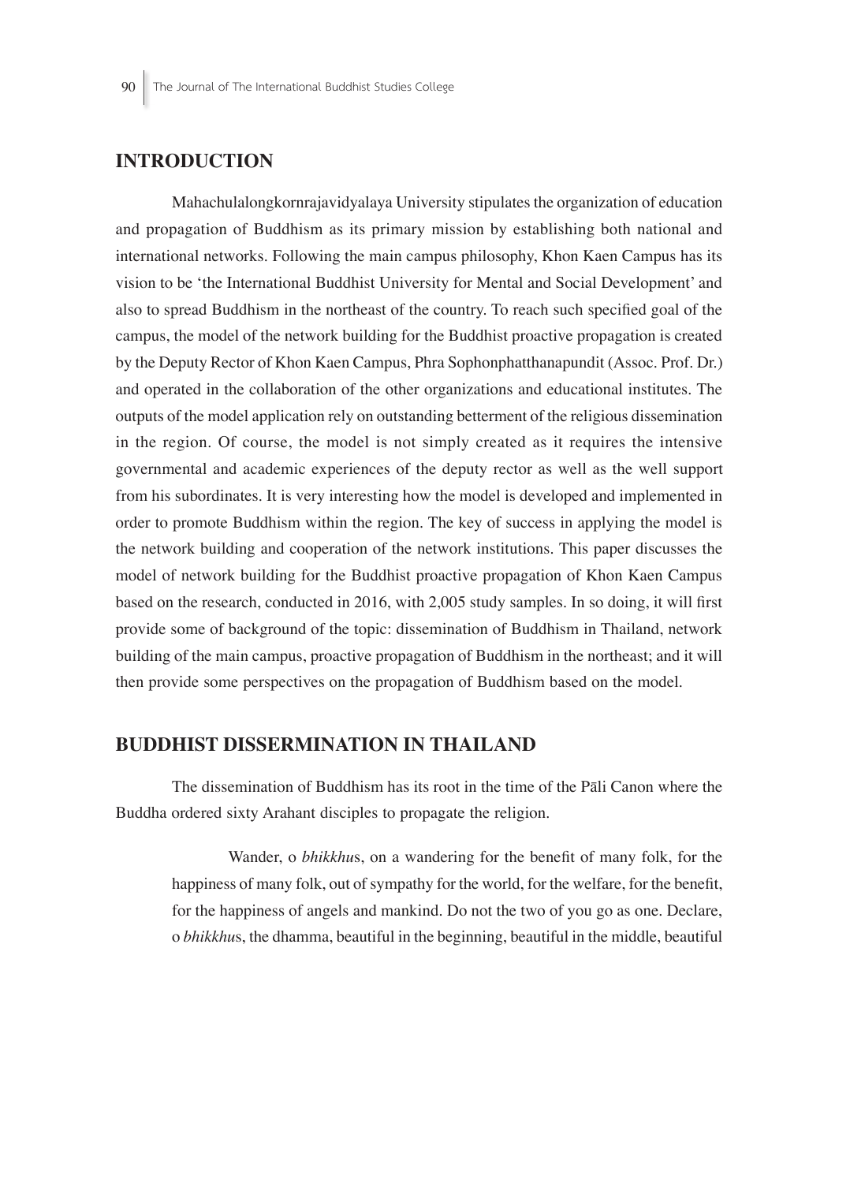## INTRODUCTION

Mahachulalongkornrajavidyalaya University stipulates the organization of education and propagation of Buddhism as its primary mission by establishing both national and international networks. Following the main campus philosophy, Khon Kaen Campus has its vision to be 'the International Buddhist University for Mental and Social Development' and also to spread Buddhism in the northeast of the country. To reach such specified goal of the campus, the model of the network building for the Buddhist proactive propagation is created by the Deputy Rector of Khon Kaen Campus, Phra Sophonphatthanapundit (Assoc. Prof. Dr.) and operated in the collaboration of the other organizations and educational institutes. The outputs of the model application rely on outstanding betterment of the religious dissemination in the region. Of course, the model is not simply created as it requires the intensive governmental and academic experiences of the deputy rector as well as the well support from his subordinates. It is very interesting how the model is developed and implemented in order to promote Buddhism within the region. The key of success in applying the model is the network building and cooperation of the network institutions. This paper discusses the model of network building for the Buddhist proactive propagation of Khon Kaen Campus based on the research, conducted in 2016, with 2,005 study samples. In so doing, it will first provide some of background of the topic: dissemination of Buddhism in Thailand, network building of the main campus, proactive propagation of Buddhism in the northeast; and it will then provide some perspectives on the propagation of Buddhism based on the model.

## BUDDHIST DISSERMINATION IN THAILAND

The dissemination of Buddhism has its root in the time of the Pāli Canon where the Buddha ordered sixty Arahant disciples to propagate the religion.

> Wander, o *bhikkhu*s, on a wandering for the benefit of many folk, for the happiness of many folk, out of sympathy for the world, for the welfare, for the benefit, for the happiness of angels and mankind. Do not the two of you go as one. Declare, o *bhikkhu*s, the dhamma, beautiful in the beginning, beautiful in the middle, beautiful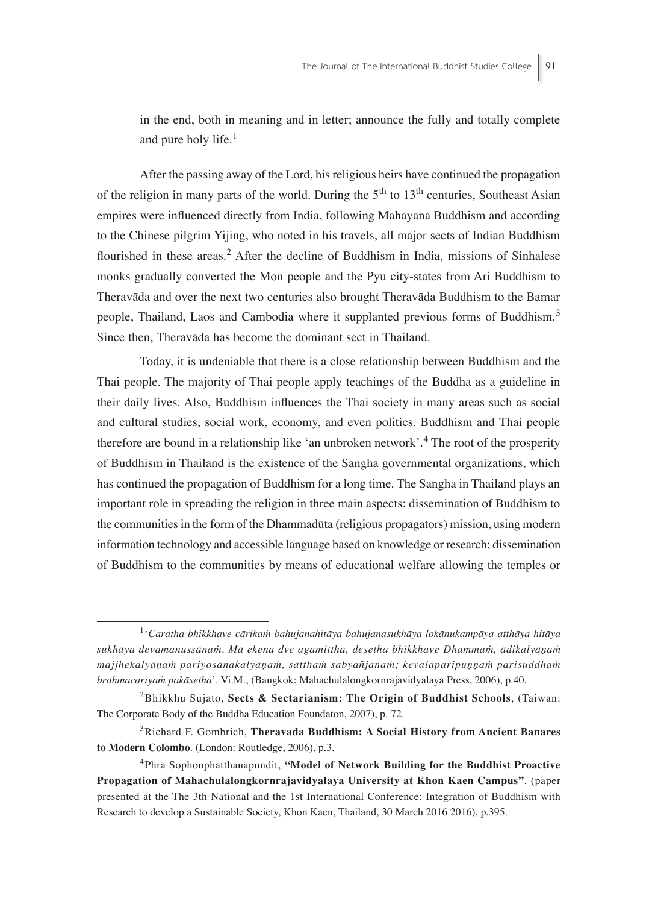in the end, both in meaning and in letter; announce the fully and totally complete and pure holy life.[1]

After the passing away of the Lord, his religious heirs have continued the propagation of the religion in many parts of the world. During the 5th to 13th centuries, Southeast Asian empires were influenced directly from India, following Mahayana Buddhism and according to the Chinese pilgrim Yijing, who noted in his travels, all major sects of Indian Buddhism flourished in these areas.[2] After the decline of Buddhism in India, missions of Sinhalese monks gradually converted the Mon people and the Pyu city-states from Ari Buddhism to Theravāda and over the next two centuries also brought Theravāda Buddhism to the Bamar people, Thailand, Laos and Cambodia where it supplanted previous forms of Buddhism.[3] Since then, Theravāda has become the dominant sect in Thailand.

Today, it is undeniable that there is a close relationship between Buddhism and the Thai people. The majority of Thai people apply teachings of the Buddha as a guideline in their daily lives. Also, Buddhism influences the Thai society in many areas such as social and cultural studies, social work, economy, and even politics. Buddhism and Thai people therefore are bound in a relationship like 'an unbroken network'.[4] The root of the prosperity of Buddhism in Thailand is the existence of the Sangha governmental organizations, which has continued the propagation of Buddhism for a long time. The Sangha in Thailand plays an important role in spreading the religion in three main aspects: dissemination of Buddhism to the communities in the form of the Dhammadūta (religious propagators) mission, using modern information technology and accessible language based on knowledge or research; dissemination of Buddhism to the communities by means of educational welfare allowing the temples or

---

[1] '*Caratha bhikkhave cārikaṁ bahujanahitāya bahujanasukhāya lokānukampāya atthāya hitāya sukhāya devamanussānaṁ. Mā ekena dve agamittha, desetha bhikkhave Dhammaṁ, ādikalyāṇaṁ majjhekalyāṇaṁ pariyosānakalyāṇaṁ, sātthaṁ sabyañjanaṁ; kevalaparipuṇṇaṁ parisuddhaṁ brahmacariyaṁ pakāsetha*'. Vi.M., (Bangkok: Mahachulalongkornrajavidyalaya Press, 2006), p.40.

[2] Bhikkhu Sujato, **Sects & Sectarianism: The Origin of Buddhist Schools**, (Taiwan: The Corporate Body of the Buddha Education Foundaton, 2007), p. 72.

[3] Richard F. Gombrich, **Theravada Buddhism: A Social History from Ancient Banares to Modern Colombo**. (London: Routledge, 2006), p.3.

[4] Phra Sophonphatthanapundit, **"Model of Network Building for the Buddhist Proactive Propagation of Mahachulalongkornrajavidyalaya University at Khon Kaen Campus"**. (paper presented at the The 3th National and the 1st International Conference: Integration of Buddhism with Research to develop a Sustainable Society, Khon Kaen, Thailand, 30 March 2016 2016), p.395.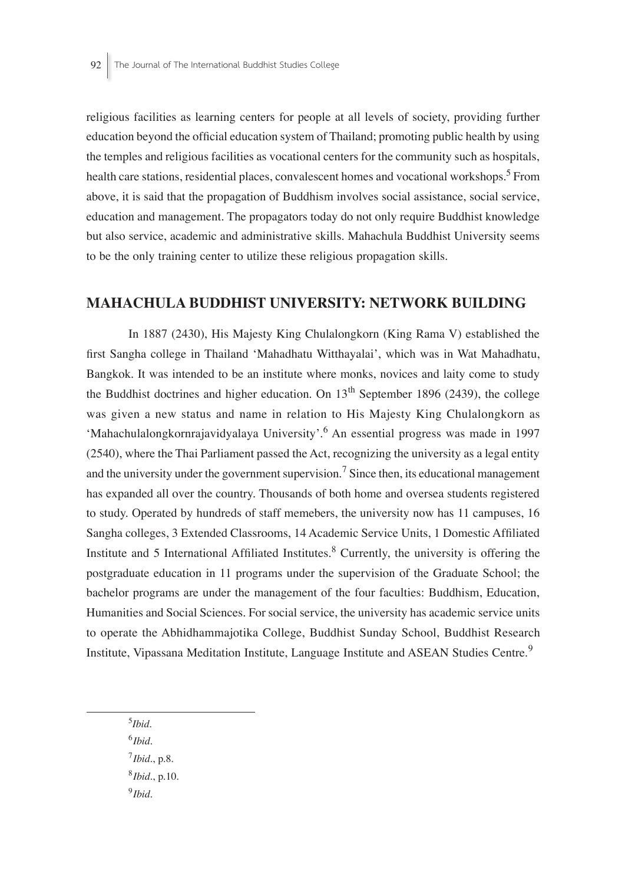religious facilities as learning centers for people at all levels of society, providing further education beyond the official education system of Thailand; promoting public health by using the temples and religious facilities as vocational centers for the community such as hospitals, health care stations, residential places, convalescent homes and vocational workshops.[5] From above, it is said that the propagation of Buddhism involves social assistance, social service, education and management. The propagators today do not only require Buddhist knowledge but also service, academic and administrative skills. Mahachula Buddhist University seems to be the only training center to utilize these religious propagation skills.

## MAHACHULA BUDDHIST UNIVERSITY: NETWORK BUILDING

In 1887 (2430), His Majesty King Chulalongkorn (King Rama V) established the first Sangha college in Thailand 'Mahadhatu Witthayalai', which was in Wat Mahadhatu, Bangkok. It was intended to be an institute where monks, novices and laity come to study the Buddhist doctrines and higher education. On 13th September 1896 (2439), the college was given a new status and name in relation to His Majesty King Chulalongkorn as 'Mahachulalongkornrajavidyalaya University'.[6] An essential progress was made in 1997 (2540), where the Thai Parliament passed the Act, recognizing the university as a legal entity and the university under the government supervision.[7] Since then, its educational management has expanded all over the country. Thousands of both home and oversea students registered to study. Operated by hundreds of staff memebers, the university now has 11 campuses, 16 Sangha colleges, 3 Extended Classrooms, 14 Academic Service Units, 1 Domestic Affiliated Institute and 5 International Affiliated Institutes.[8] Currently, the university is offering the postgraduate education in 11 programs under the supervision of the Graduate School; the bachelor programs are under the management of the four faculties: Buddhism, Education, Humanities and Social Sciences. For social service, the university has academic service units to operate the Abhidhammajotika College, Buddhist Sunday School, Buddhist Research Institute, Vipassana Meditation Institute, Language Institute and ASEAN Studies Centre.[9]

---

[5] *Ibid*.

[6] *Ibid*.

[7] *Ibid*., p.8.

[8] *Ibid*., p.10.

[9] *Ibid*.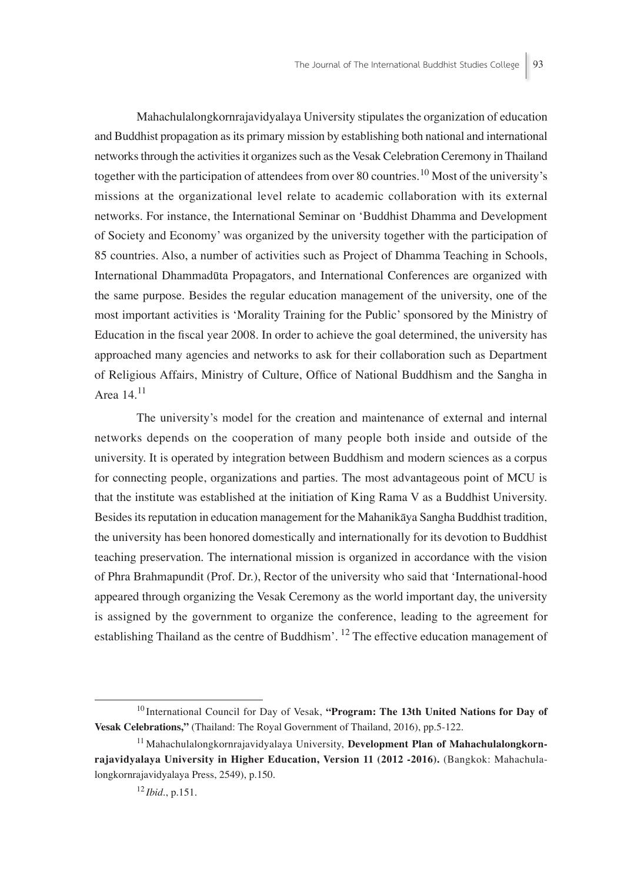Mahachulalongkornrajavidyalaya University stipulates the organization of education and Buddhist propagation as its primary mission by establishing both national and international networks through the activities it organizes such as the Vesak Celebration Ceremony in Thailand together with the participation of attendees from over 80 countries.[10] Most of the university's missions at the organizational level relate to academic collaboration with its external networks. For instance, the International Seminar on 'Buddhist Dhamma and Development of Society and Economy' was organized by the university together with the participation of 85 countries. Also, a number of activities such as Project of Dhamma Teaching in Schools, International Dhammadūta Propagators, and International Conferences are organized with the same purpose. Besides the regular education management of the university, one of the most important activities is 'Morality Training for the Public' sponsored by the Ministry of Education in the fiscal year 2008. In order to achieve the goal determined, the university has approached many agencies and networks to ask for their collaboration such as Department of Religious Affairs, Ministry of Culture, Office of National Buddhism and the Sangha in Area 14.[11]

The university's model for the creation and maintenance of external and internal networks depends on the cooperation of many people both inside and outside of the university. It is operated by integration between Buddhism and modern sciences as a corpus for connecting people, organizations and parties. The most advantageous point of MCU is that the institute was established at the initiation of King Rama V as a Buddhist University. Besides its reputation in education management for the Mahanikāya Sangha Buddhist tradition, the university has been honored domestically and internationally for its devotion to Buddhist teaching preservation. The international mission is organized in accordance with the vision of Phra Brahmapundit (Prof. Dr.), Rector of the university who said that 'International-hood appeared through organizing the Vesak Ceremony as the world important day, the university is assigned by the government to organize the conference, leading to the agreement for establishing Thailand as the centre of Buddhism'. [12] The effective education management of

---

[10] International Council for Day of Vesak, **"Program: The 13th United Nations for Day of Vesak Celebrations,"** (Thailand: The Royal Government of Thailand, 2016), pp.5-122.

[11] Mahachulalongkornrajavidyalaya University, **Development Plan of Mahachulalongkornrajavidyalaya University in Higher Education, Version 11 (2012 -2016).** (Bangkok: Mahachulalongkornrajavidyalaya Press, 2549), p.150.

[12] *Ibid*., p.151.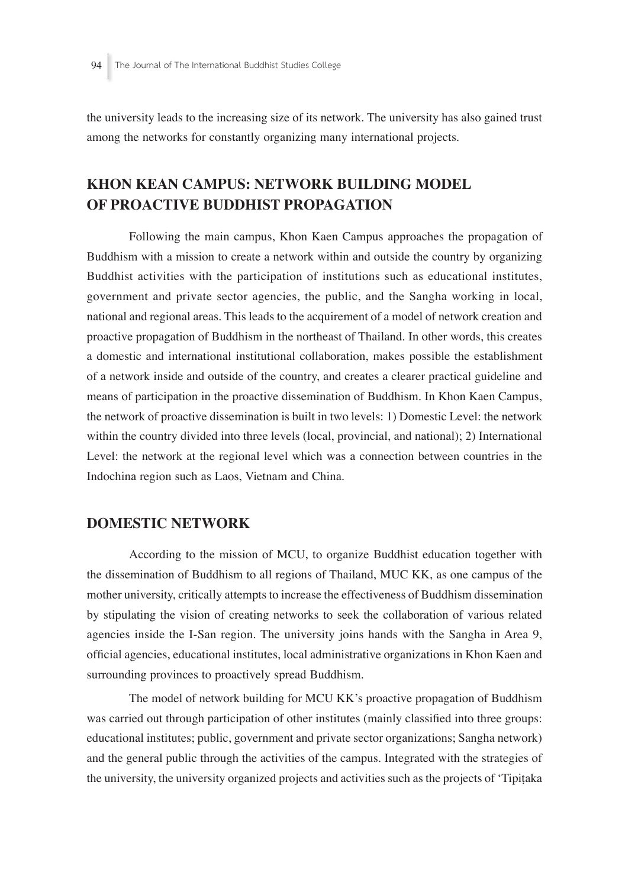the university leads to the increasing size of its network. The university has also gained trust among the networks for constantly organizing many international projects.

## KHON KEAN CAMPUS: NETWORK BUILDING MODEL OF PROACTIVE BUDDHIST PROPAGATION

Following the main campus, Khon Kaen Campus approaches the propagation of Buddhism with a mission to create a network within and outside the country by organizing Buddhist activities with the participation of institutions such as educational institutes, government and private sector agencies, the public, and the Sangha working in local, national and regional areas. This leads to the acquirement of a model of network creation and proactive propagation of Buddhism in the northeast of Thailand. In other words, this creates a domestic and international institutional collaboration, makes possible the establishment of a network inside and outside of the country, and creates a clearer practical guideline and means of participation in the proactive dissemination of Buddhism. In Khon Kaen Campus, the network of proactive dissemination is built in two levels: 1) Domestic Level: the network within the country divided into three levels (local, provincial, and national); 2) International Level: the network at the regional level which was a connection between countries in the Indochina region such as Laos, Vietnam and China.

## DOMESTIC NETWORK

According to the mission of MCU, to organize Buddhist education together with the dissemination of Buddhism to all regions of Thailand, MUC KK, as one campus of the mother university, critically attempts to increase the effectiveness of Buddhism dissemination by stipulating the vision of creating networks to seek the collaboration of various related agencies inside the I-San region. The university joins hands with the Sangha in Area 9, official agencies, educational institutes, local administrative organizations in Khon Kaen and surrounding provinces to proactively spread Buddhism.

The model of network building for MCU KK's proactive propagation of Buddhism was carried out through participation of other institutes (mainly classified into three groups: educational institutes; public, government and private sector organizations; Sangha network) and the general public through the activities of the campus. Integrated with the strategies of the university, the university organized projects and activities such as the projects of 'Tipiṭaka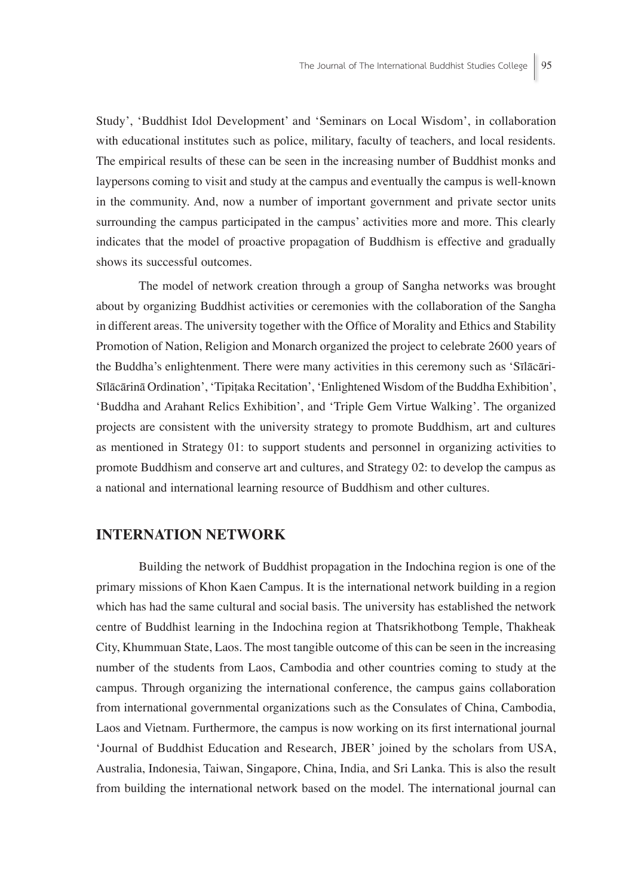Study', 'Buddhist Idol Development' and 'Seminars on Local Wisdom', in collaboration with educational institutes such as police, military, faculty of teachers, and local residents. The empirical results of these can be seen in the increasing number of Buddhist monks and laypersons coming to visit and study at the campus and eventually the campus is well-known in the community. And, now a number of important government and private sector units surrounding the campus participated in the campus' activities more and more. This clearly indicates that the model of proactive propagation of Buddhism is effective and gradually shows its successful outcomes.

The model of network creation through a group of Sangha networks was brought about by organizing Buddhist activities or ceremonies with the collaboration of the Sangha in different areas. The university together with the Office of Morality and Ethics and Stability Promotion of Nation, Religion and Monarch organized the project to celebrate 2600 years of the Buddha's enlightenment. There were many activities in this ceremony such as 'Sīlācāri-Sīlācārinā Ordination', 'Tipiṭaka Recitation', 'Enlightened Wisdom of the Buddha Exhibition', 'Buddha and Arahant Relics Exhibition', and 'Triple Gem Virtue Walking'. The organized projects are consistent with the university strategy to promote Buddhism, art and cultures as mentioned in Strategy 01: to support students and personnel in organizing activities to promote Buddhism and conserve art and cultures, and Strategy 02: to develop the campus as a national and international learning resource of Buddhism and other cultures.

## INTERNATION NETWORK

Building the network of Buddhist propagation in the Indochina region is one of the primary missions of Khon Kaen Campus. It is the international network building in a region which has had the same cultural and social basis. The university has established the network centre of Buddhist learning in the Indochina region at Thatsrikhotbong Temple, Thakheak City, Khummuan State, Laos. The most tangible outcome of this can be seen in the increasing number of the students from Laos, Cambodia and other countries coming to study at the campus. Through organizing the international conference, the campus gains collaboration from international governmental organizations such as the Consulates of China, Cambodia, Laos and Vietnam. Furthermore, the campus is now working on its first international journal 'Journal of Buddhist Education and Research, JBER' joined by the scholars from USA, Australia, Indonesia, Taiwan, Singapore, China, India, and Sri Lanka. This is also the result from building the international network based on the model. The international journal can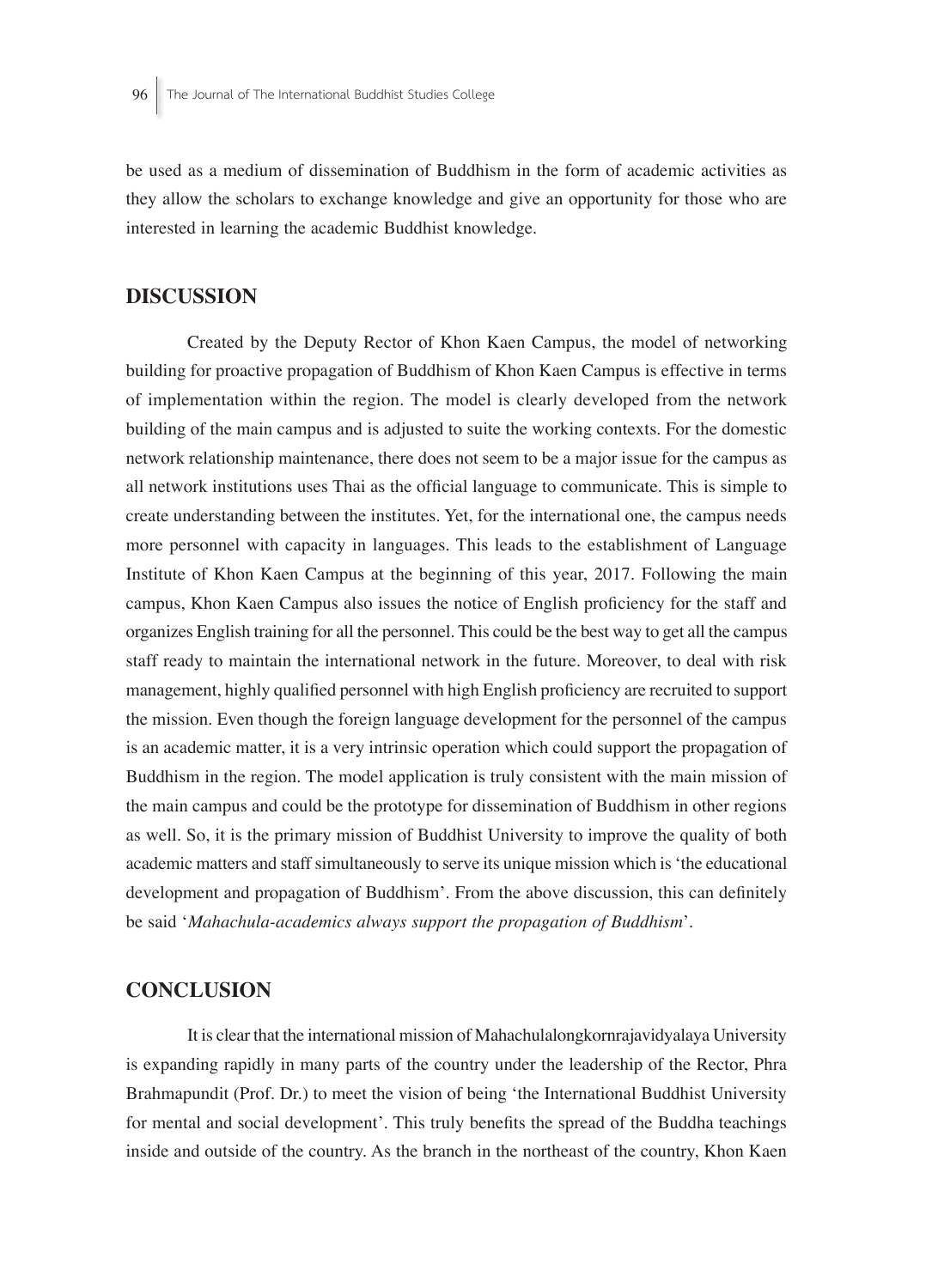be used as a medium of dissemination of Buddhism in the form of academic activities as they allow the scholars to exchange knowledge and give an opportunity for those who are interested in learning the academic Buddhist knowledge.

## DISCUSSION

Created by the Deputy Rector of Khon Kaen Campus, the model of networking building for proactive propagation of Buddhism of Khon Kaen Campus is effective in terms of implementation within the region. The model is clearly developed from the network building of the main campus and is adjusted to suite the working contexts. For the domestic network relationship maintenance, there does not seem to be a major issue for the campus as all network institutions uses Thai as the official language to communicate. This is simple to create understanding between the institutes. Yet, for the international one, the campus needs more personnel with capacity in languages. This leads to the establishment of Language Institute of Khon Kaen Campus at the beginning of this year, 2017. Following the main campus, Khon Kaen Campus also issues the notice of English proficiency for the staff and organizes English training for all the personnel. This could be the best way to get all the campus staff ready to maintain the international network in the future. Moreover, to deal with risk management, highly qualified personnel with high English proficiency are recruited to support the mission. Even though the foreign language development for the personnel of the campus is an academic matter, it is a very intrinsic operation which could support the propagation of Buddhism in the region. The model application is truly consistent with the main mission of the main campus and could be the prototype for dissemination of Buddhism in other regions as well. So, it is the primary mission of Buddhist University to improve the quality of both academic matters and staff simultaneously to serve its unique mission which is 'the educational development and propagation of Buddhism'. From the above discussion, this can definitely be said '*Mahachula-academics always support the propagation of Buddhism*'.

## CONCLUSION

It is clear that the international mission of Mahachulalongkornrajavidyalaya University is expanding rapidly in many parts of the country under the leadership of the Rector, Phra Brahmapundit (Prof. Dr.) to meet the vision of being 'the International Buddhist University for mental and social development'. This truly benefits the spread of the Buddha teachings inside and outside of the country. As the branch in the northeast of the country, Khon Kaen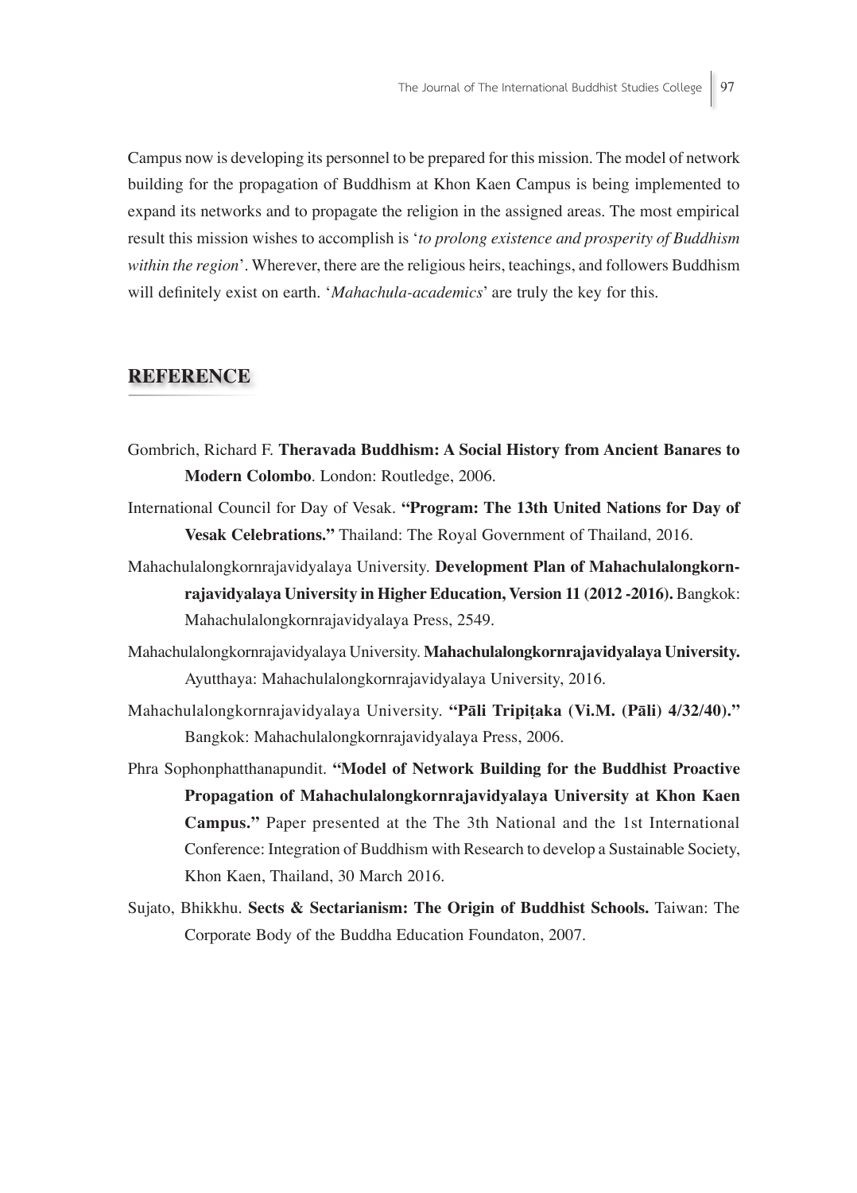Campus now is developing its personnel to be prepared for this mission. The model of network building for the propagation of Buddhism at Khon Kaen Campus is being implemented to expand its networks and to propagate the religion in the assigned areas. The most empirical result this mission wishes to accomplish is '*to prolong existence and prosperity of Buddhism within the region*'. Wherever, there are the religious heirs, teachings, and followers Buddhism will definitely exist on earth. '*Mahachula-academics*' are truly the key for this.

## REFERENCE

Gombrich, Richard F. **Theravada Buddhism: A Social History from Ancient Banares to Modern Colombo**. London: Routledge, 2006.

International Council for Day of Vesak. **"Program: The 13th United Nations for Day of Vesak Celebrations."** Thailand: The Royal Government of Thailand, 2016.

Mahachulalongkornrajavidyalaya University. **Development Plan of Mahachulalongkorn-rajavidyalaya University in Higher Education, Version 11 (2012 -2016).** Bangkok: Mahachulalongkornrajavidyalaya Press, 2549.

Mahachulalongkornrajavidyalaya University. **Mahachulalongkornrajavidyalaya University.** Ayutthaya: Mahachulalongkornrajavidyalaya University, 2016.

Mahachulalongkornrajavidyalaya University. **"Pāli Tripiṭaka (Vi.M. (Pāli) 4/32/40)."** Bangkok: Mahachulalongkornrajavidyalaya Press, 2006.

Phra Sophonphatthanapundit. **"Model of Network Building for the Buddhist Proactive Propagation of Mahachulalongkornrajavidyalaya University at Khon Kaen Campus."** Paper presented at the The 3th National and the 1st International Conference: Integration of Buddhism with Research to develop a Sustainable Society, Khon Kaen, Thailand, 30 March 2016.

Sujato, Bhikkhu. **Sects & Sectarianism: The Origin of Buddhist Schools.** Taiwan: The Corporate Body of the Buddha Education Foundaton, 2007.